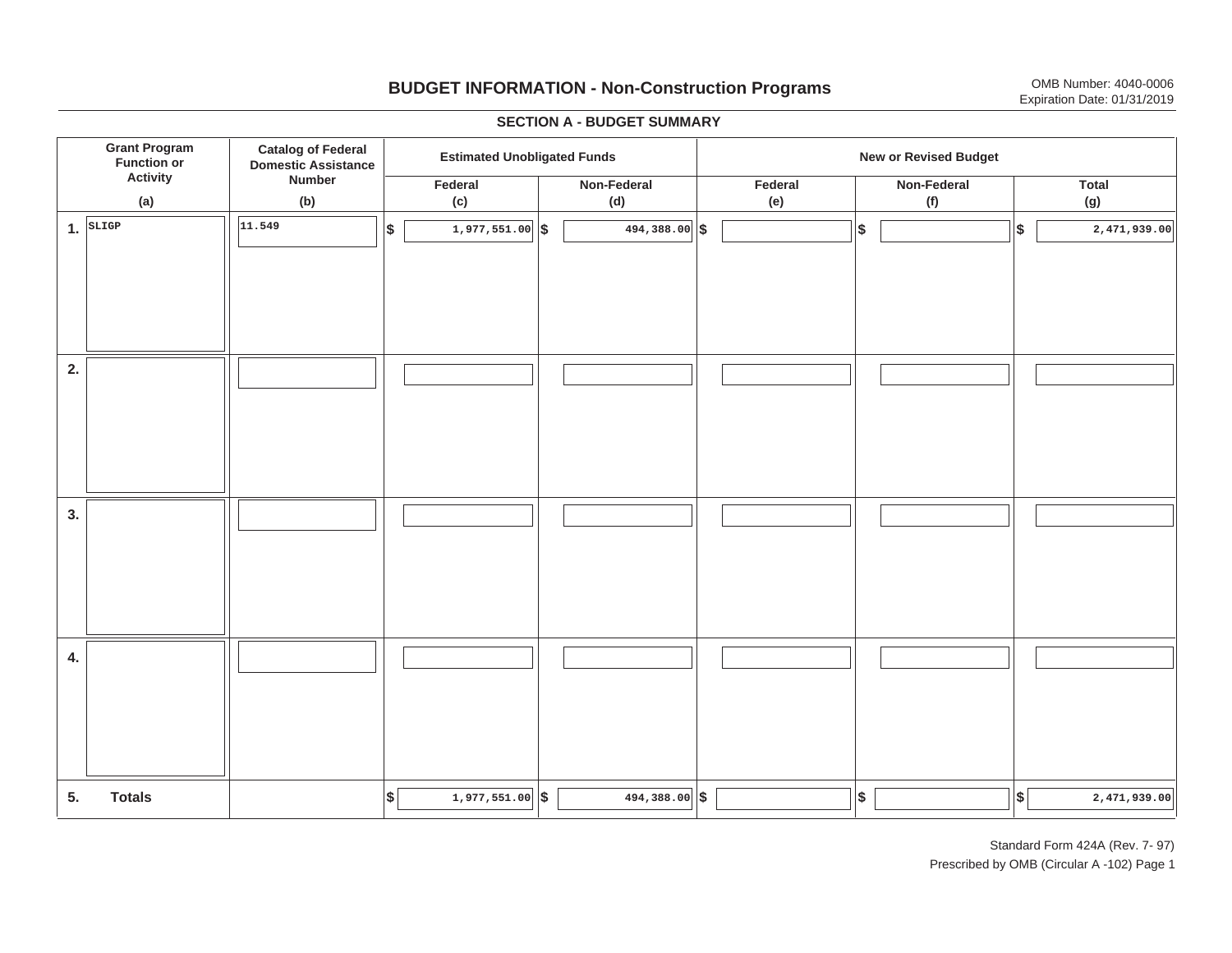# BUDGET INFORMATION - Non-Construction Programs

OMB Number: 4040-0006
Expiration Date: 01/31/2019

## SECTION A - BUDGET SUMMARY

| Grant Program Function or Activity<br>(a) | Catalog of Federal Domestic Assistance Number<br>(b) | Estimated Unobligated Funds | | New or Revised Budget | | |
|---|---|---|---|---|---|---|
| | | Federal<br>(c) | Non-Federal<br>(d) | Federal<br>(e) | Non-Federal<br>(f) | Total<br>(g) |
| 1. SLIGP | 11.549 | $ 1,977,551.00 | $ 494,388.00 | $ | $ | $ 2,471,939.00 |
| 2. | | | | | | |
| 3. | | | | | | |
| 4. | | | | | | |
| 5. **Totals** | | $ 1,977,551.00 | $ 494,388.00 | $ | $ | $ 2,471,939.00 |

Standard Form 424A (Rev. 7- 97)
Prescribed by OMB (Circular A -102) Page 1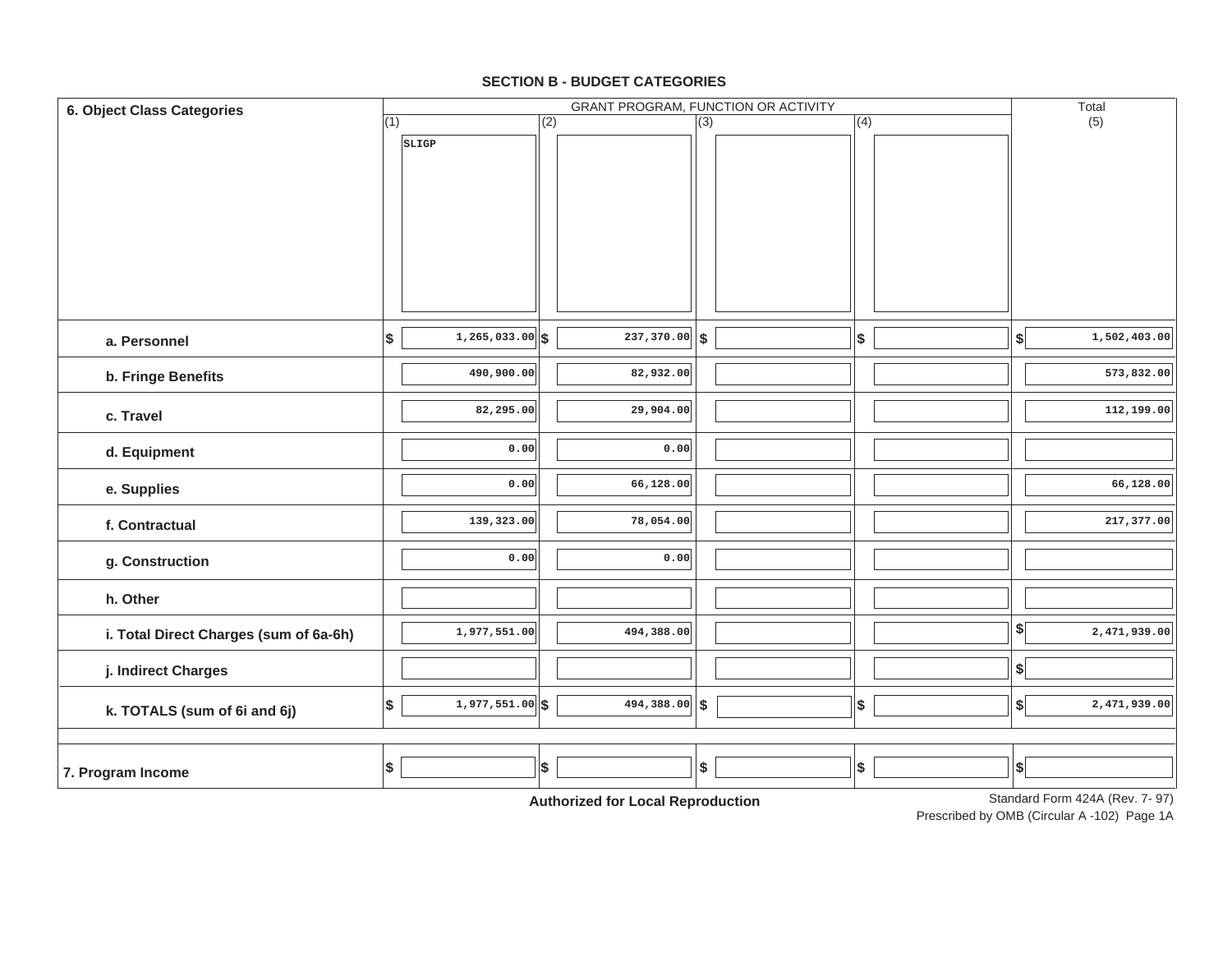## SECTION B - BUDGET CATEGORIES

| 6. Object Class Categories | GRANT PROGRAM, FUNCTION OR ACTIVITY | | | | Total |
|---|---|---|---|---|---|
| | (1) SLIGP | (2) | (3) | (4) | (5) |
| a. Personnel | $ 1,265,033.00 | $ 237,370.00 | $ | $ | $ 1,502,403.00 |
| b. Fringe Benefits | 490,900.00 | 82,932.00 | | | 573,832.00 |
| c. Travel | 82,295.00 | 29,904.00 | | | 112,199.00 |
| d. Equipment | 0.00 | 0.00 | | | |
| e. Supplies | 0.00 | 66,128.00 | | | 66,128.00 |
| f. Contractual | 139,323.00 | 78,054.00 | | | 217,377.00 |
| g. Construction | 0.00 | 0.00 | | | |
| h. Other | | | | | |
| i. Total Direct Charges (sum of 6a-6h) | 1,977,551.00 | 494,388.00 | | | $ 2,471,939.00 |
| j. Indirect Charges | | | | | $ |
| k. TOTALS (sum of 6i and 6j) | $ 1,977,551.00 | $ 494,388.00 | $ | $ | $ 2,471,939.00 |
| 7. Program Income | $ | $ | $ | $ | $ |

**Authorized for Local Reproduction**

Standard Form 424A (Rev. 7- 97)
Prescribed by OMB (Circular A -102) Page 1A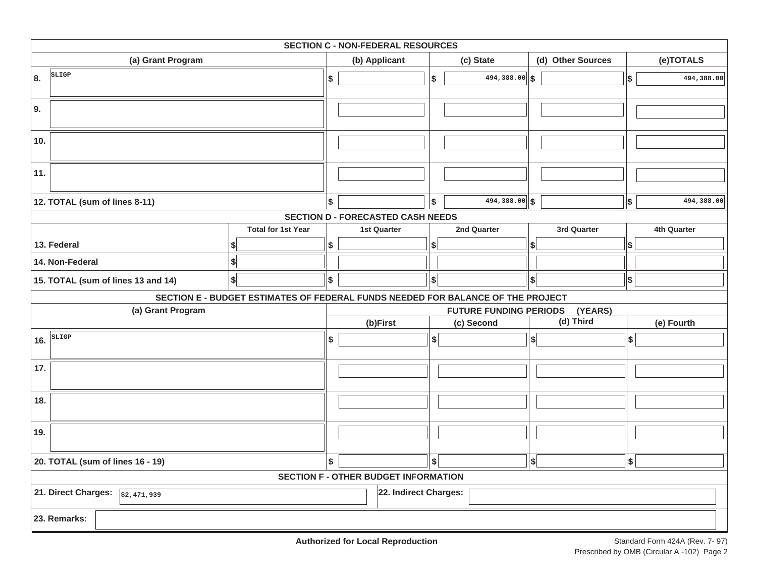## SECTION C - NON-FEDERAL RESOURCES

| (a) Grant Program | (b) Applicant | (c) State | (d) Other Sources | (e)TOTALS |
|---|---|---|---|---|
| 8. SLIGP | $ | $ 494,388.00 | $ | $ 494,388.00 |
| 9. | | | | |
| 10. | | | | |
| 11. | | | | |
| 12. TOTAL (sum of lines 8-11) | $ | $ 494,388.00 | $ | $ 494,388.00 |

## SECTION D - FORECASTED CASH NEEDS

| | Total for 1st Year | 1st Quarter | 2nd Quarter | 3rd Quarter | 4th Quarter |
|---|---|---|---|---|---|
| 13. Federal | $ | $ | $ | $ | $ |
| 14. Non-Federal | $ | | | | |
| 15. TOTAL (sum of lines 13 and 14) | $ | $ | $ | $ | $ |

## SECTION E - BUDGET ESTIMATES OF FEDERAL FUNDS NEEDED FOR BALANCE OF THE PROJECT

| (a) Grant Program | FUTURE FUNDING PERIODS (YEARS) | | | |
|---|---|---|---|---|
| | (b)First | (c) Second | (d) Third | (e) Fourth |
| 16. SLIGP | $ | $ | $ | $ |
| 17. | | | | |
| 18. | | | | |
| 19. | | | | |
| 20. TOTAL (sum of lines 16 - 19) | $ | $ | $ | $ |

## SECTION F - OTHER BUDGET INFORMATION

**21. Direct Charges:** $2,471,939

**22. Indirect Charges:**

**23. Remarks:**

**Authorized for Local Reproduction**

Standard Form 424A (Rev. 7- 97)
Prescribed by OMB (Circular A -102) Page 2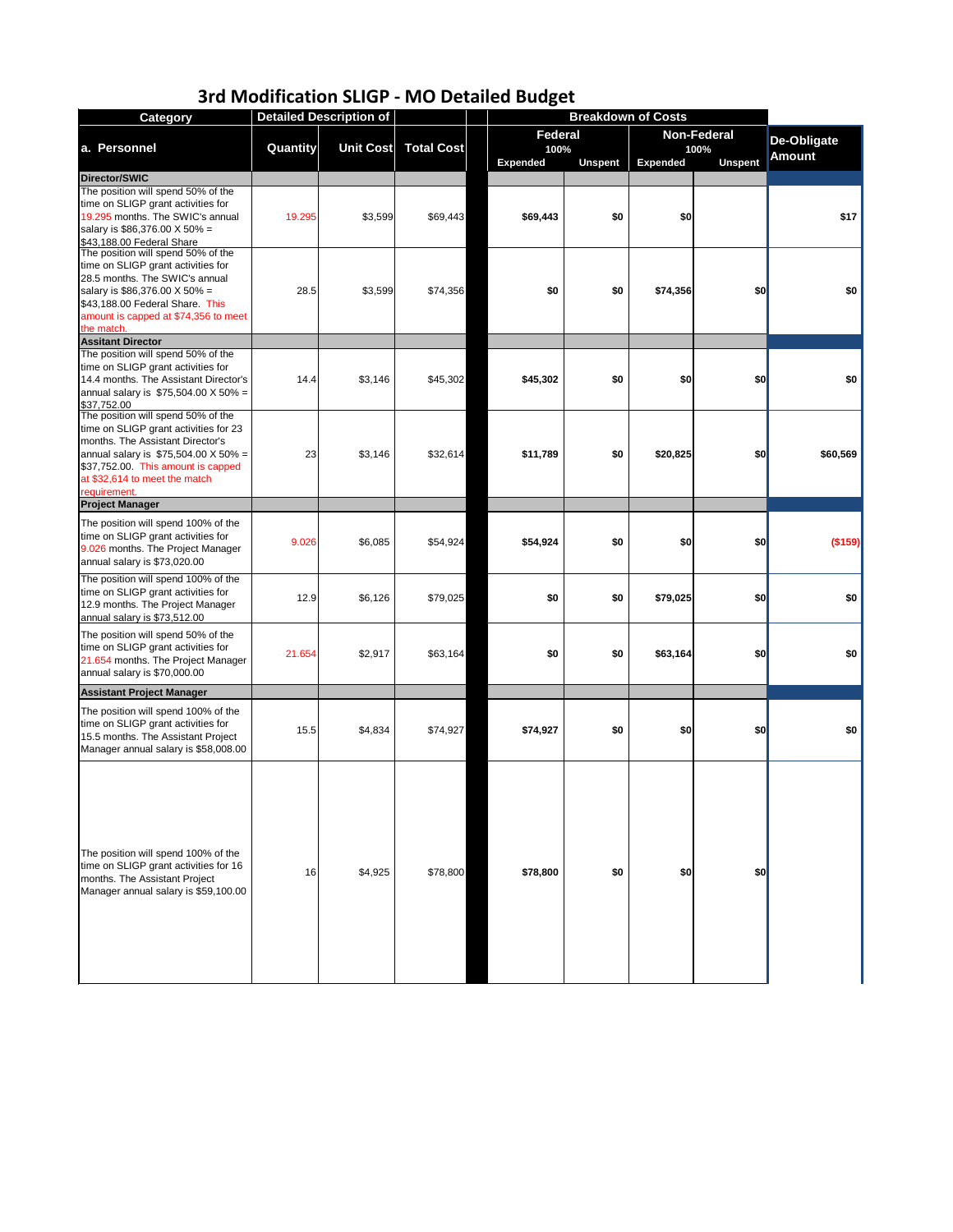# 3rd Modification SLIGP - MO Detailed Budget

| Category | Detailed Description of | | | | Breakdown of Costs | | | | |
|---|---|---|---|---|---|---|---|---|---|
| | | | | | Federal 100% | | Non-Federal 100% | | De-Obligate Amount |
| a. Personnel | Quantity | Unit Cost | Total Cost | | Expended | Unspent | Expended | Unspent | |
| **Director/SWIC** | | | | | | | | | |
| The position will spend 50% of the time on SLIGP grant activities for 19.295 months. The SWIC's annual salary is $86,376.00 X 50% = $43,188.00 Federal Share | 19.295 | $3,599 | $69,443 | | $69,443 | $0 | $0 | | $17 |
| The position will spend 50% of the time on SLIGP grant activities for 28.5 months. The SWIC's annual salary is $86,376.00 X 50% = $43,188.00 Federal Share. This amount is capped at $74,356 to meet the match. | 28.5 | $3,599 | $74,356 | | $0 | $0 | $74,356 | $0 | $0 |
| **Assitant Director** | | | | | | | | | |
| The position will spend 50% of the time on SLIGP grant activities for 14.4 months. The Assistant Director's annual salary is $75,504.00 X 50% = $37,752.00 | 14.4 | $3,146 | $45,302 | | $45,302 | $0 | $0 | $0 | $0 |
| The position will spend 50% of the time on SLIGP grant activities for 23 months. The Assistant Director's annual salary is $75,504.00 X 50% = $37,752.00. This amount is capped at $32,614 to meet the match requirement. | 23 | $3,146 | $32,614 | | $11,789 | $0 | $20,825 | $0 | $60,569 |
| **Project Manager** | | | | | | | | | |
| The position will spend 100% of the time on SLIGP grant activities for 9.026 months. The Project Manager annual salary is $73,020.00 | 9.026 | $6,085 | $54,924 | | $54,924 | $0 | $0 | $0 | ($159) |
| The position will spend 100% of the time on SLIGP grant activities for 12.9 months. The Project Manager annual salary is $73,512.00 | 12.9 | $6,126 | $79,025 | | $0 | $0 | $79,025 | $0 | $0 |
| The position will spend 50% of the time on SLIGP grant activities for 21.654 months. The Project Manager annual salary is $70,000.00 | 21.654 | $2,917 | $63,164 | | $0 | $0 | $63,164 | $0 | $0 |
| **Assistant Project Manager** | | | | | | | | | |
| The position will spend 100% of the time on SLIGP grant activities for 15.5 months. The Assistant Project Manager annual salary is $58,008.00 | 15.5 | $4,834 | $74,927 | | $74,927 | $0 | $0 | $0 | $0 |
| The position will spend 100% of the time on SLIGP grant activities for 16 months. The Assistant Project Manager annual salary is $59,100.00 | 16 | $4,925 | $78,800 | | $78,800 | $0 | $0 | $0 | |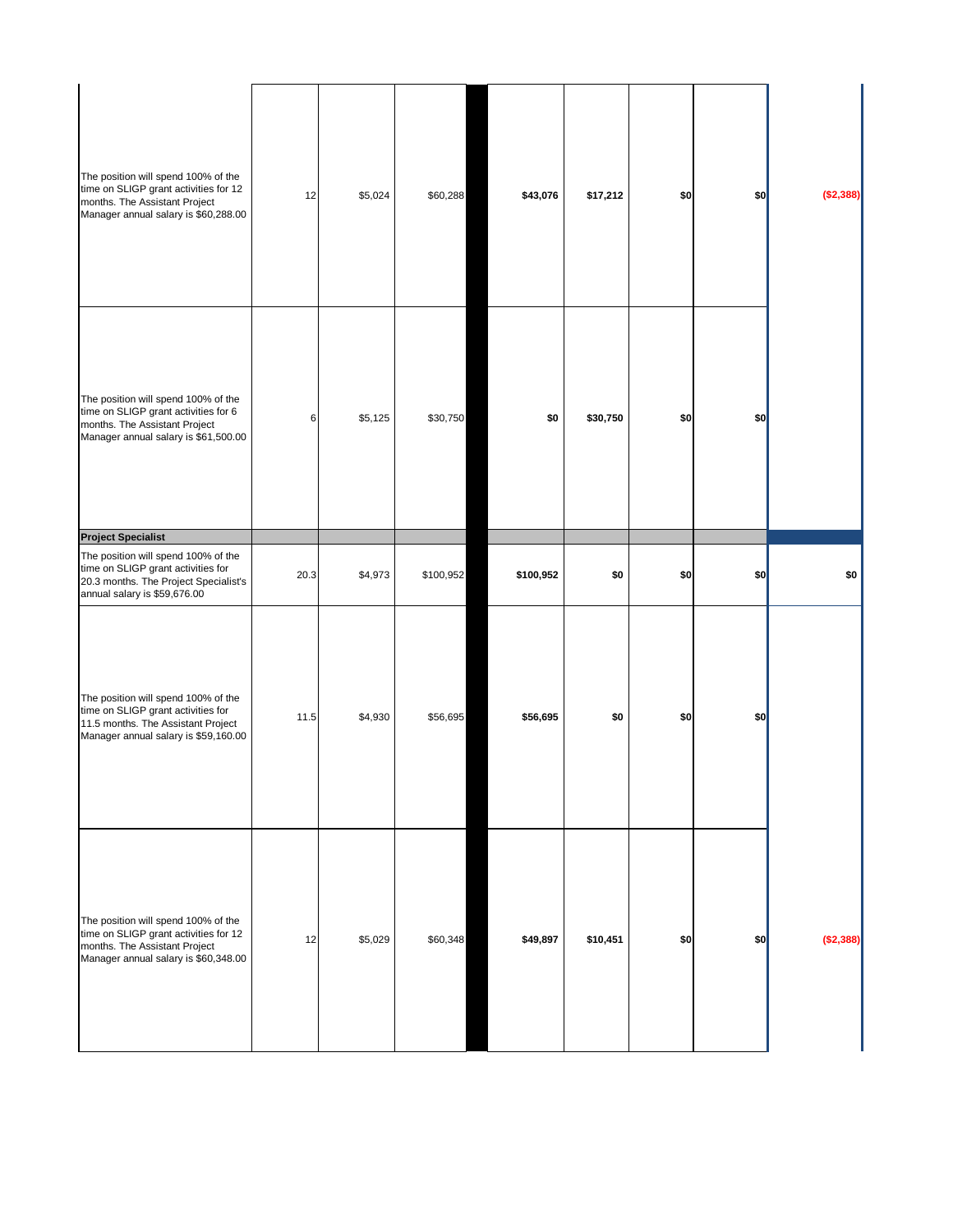| | | | | | | | | | |
|---|---|---|---|---|---|---|---|---|---|
| The position will spend 100% of the time on SLIGP grant activities for 12 months. The Assistant Project Manager annual salary is $60,288.00 | 12 | $5,024 | $60,288 | | **$43,076** | **$17,212** | **$0** | **$0** | **($2,388)** |
| The position will spend 100% of the time on SLIGP grant activities for 6 months. The Assistant Project Manager annual salary is $61,500.00 | 6 | $5,125 | $30,750 | | **$0** | **$30,750** | **$0** | **$0** | |
| **Project Specialist** | | | | | | | | | |
| The position will spend 100% of the time on SLIGP grant activities for 20.3 months. The Project Specialist's annual salary is $59,676.00 | 20.3 | $4,973 | $100,952 | | **$100,952** | **$0** | **$0** | **$0** | **$0** |
| The position will spend 100% of the time on SLIGP grant activities for 11.5 months. The Assistant Project Manager annual salary is $59,160.00 | 11.5 | $4,930 | $56,695 | | **$56,695** | **$0** | **$0** | **$0** | |
| The position will spend 100% of the time on SLIGP grant activities for 12 months. The Assistant Project Manager annual salary is $60,348.00 | 12 | $5,029 | $60,348 | | **$49,897** | **$10,451** | **$0** | **$0** | **($2,388)** |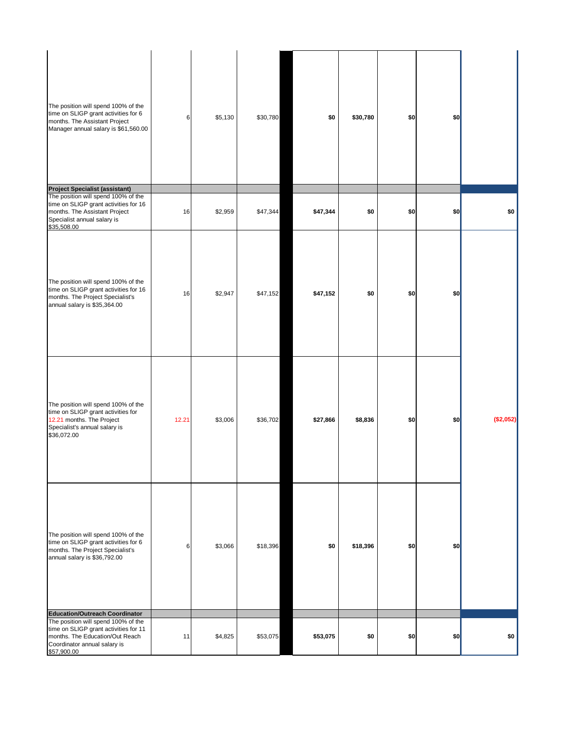| | | | | | | | | |
|---|---|---|---|---|---|---|---|---|
| The position will spend 100% of the time on SLIGP grant activities for 6 months. The Assistant Project Manager annual salary is $61,560.00 | 6 | $5,130 | $30,780 | $0 | $30,780 | $0 | $0 | |
| **Project Specialist (assistant)** | | | | | | | | |
| The position will spend 100% of the time on SLIGP grant activities for 16 months. The Assistant Project Specialist annual salary is $35,508.00 | 16 | $2,959 | $47,344 | **$47,344** | **$0** | **$0** | **$0** | **$0** |
| The position will spend 100% of the time on SLIGP grant activities for 16 months. The Project Specialist's annual salary is $35,364.00 | 16 | $2,947 | $47,152 | **$47,152** | **$0** | **$0** | **$0** | |
| The position will spend 100% of the time on SLIGP grant activities for 12.21 months. The Project Specialist's annual salary is $36,072.00 | 12.21 | $3,006 | $36,702 | **$27,866** | **$8,836** | **$0** | **$0** | **($2,052)** |
| The position will spend 100% of the time on SLIGP grant activities for 6 months. The Project Specialist's annual salary is $36,792.00 | 6 | $3,066 | $18,396 | **$0** | **$18,396** | **$0** | **$0** | |
| **Education/Outreach Coordinator** | | | | | | | | |
| The position will spend 100% of the time on SLIGP grant activities for 11 months. The Education/Out Reach Coordinator annual salary is $57,900.00 | 11 | $4,825 | $53,075 | **$53,075** | **$0** | **$0** | **$0** | **$0** |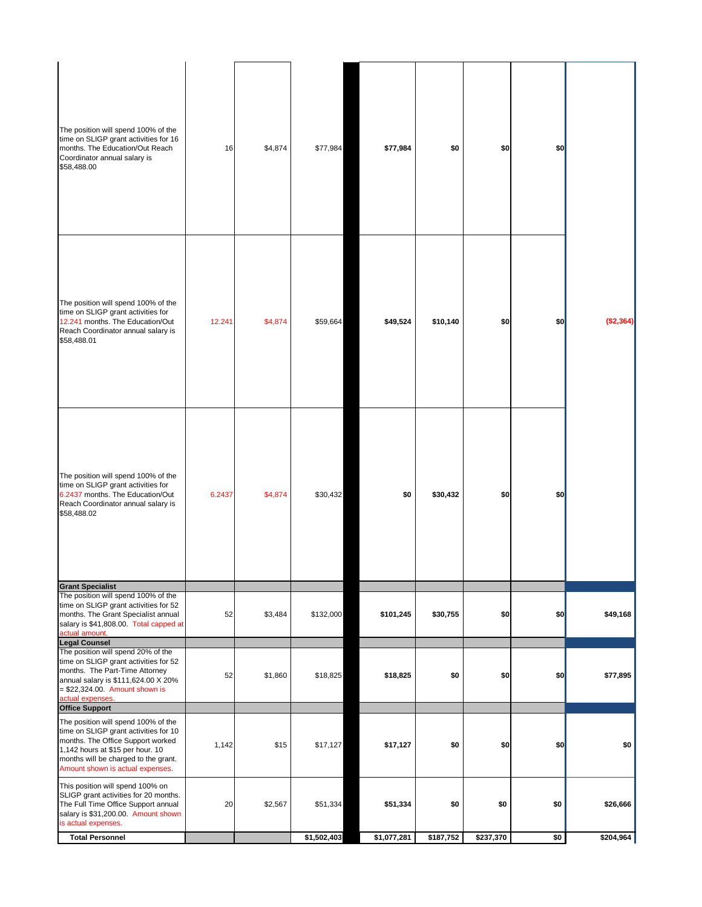| Description | | | | | | | | |
|---|---|---|---|---|---|---|---|---|
| The position will spend 100% of the time on SLIGP grant activities for 16 months. The Education/Out Reach Coordinator annual salary is $58,488.00 | 16 | $4,874 | $77,984 | **$77,984** | **$0** | **$0** | **$0** | |
| The position will spend 100% of the time on SLIGP grant activities for 12.241 months. The Education/Out Reach Coordinator annual salary is $58,488.01 | 12.241 | $4,874 | $59,664 | **$49,524** | **$10,140** | **$0** | **$0** | **($2,364)** |
| The position will spend 100% of the time on SLIGP grant activities for 6.2437 months. The Education/Out Reach Coordinator annual salary is $58,488.02 | 6.2437 | $4,874 | $30,432 | **$0** | **$30,432** | **$0** | **$0** | |
| **Grant Specialist** | | | | | | | | |
| The position will spend 100% of the time on SLIGP grant activities for 52 months. The Grant Specialist annual salary is $41,808.00. Total capped at actual amount. | 52 | $3,484 | $132,000 | **$101,245** | **$30,755** | **$0** | **$0** | **$49,168** |
| **Legal Counsel** | | | | | | | | |
| The position will spend 20% of the time on SLIGP grant activities for 52 months. The Part-Time Attorney annual salary is $111,624.00 X 20% = $22,324.00. Amount shown is actual expenses. | 52 | $1,860 | $18,825 | **$18,825** | **$0** | **$0** | **$0** | **$77,895** |
| **Office Support** | | | | | | | | |
| The position will spend 100% of the time on SLIGP grant activities for 10 months. The Office Support worked 1,142 hours at $15 per hour. 10 months will be charged to the grant. Amount shown is actual expenses. | 1,142 | $15 | $17,127 | **$17,127** | **$0** | **$0** | **$0** | **$0** |
| This position will spend 100% on SLIGP grant activities for 20 months. The Full Time Office Support annual salary is $31,200.00. Amount shown is actual expenses. | 20 | $2,567 | $51,334 | **$51,334** | **$0** | **$0** | **$0** | **$26,666** |
| **Total Personnel** | | | **$1,502,403** | **$1,077,281** | **$187,752** | **$237,370** | **$0** | **$204,964** |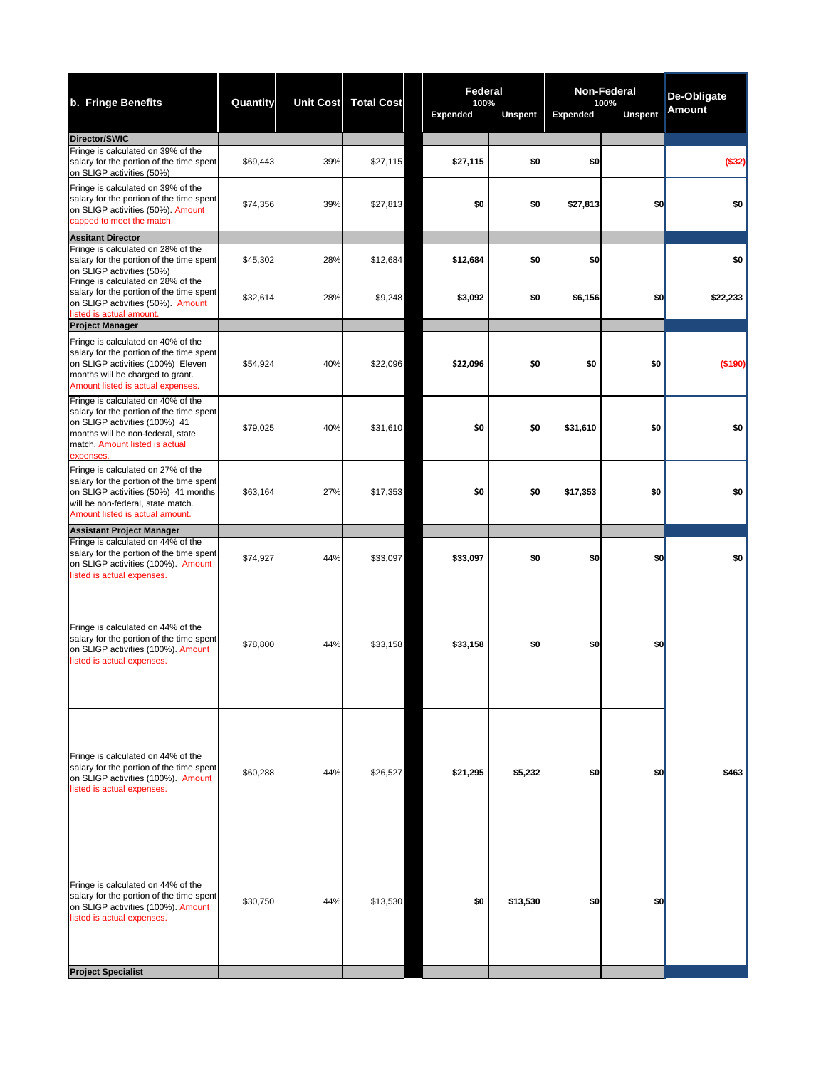| b. Fringe Benefits | Quantity | Unit Cost | Total Cost | Federal 100% Expended | Federal 100% Unspent | Non-Federal 100% Expended | Non-Federal 100% Unspent | De-Obligate Amount |
|---|---|---|---|---|---|---|---|---|
| **Director/SWIC** | | | | | | | | |
| Fringe is calculated on 39% of the salary for the portion of the time spent on SLIGP activities (50%) | $69,443 | 39% | $27,115 | **$27,115** | **$0** | **$0** | | **($32)** |
| Fringe is calculated on 39% of the salary for the portion of the time spent on SLIGP activities (50%). Amount capped to meet the match. | $74,356 | 39% | $27,813 | **$0** | **$0** | **$27,813** | **$0** | **$0** |
| **Assitant Director** | | | | | | | | |
| Fringe is calculated on 28% of the salary for the portion of the time spent on SLIGP activities (50%) | $45,302 | 28% | $12,684 | **$12,684** | **$0** | **$0** | | **$0** |
| Fringe is calculated on 28% of the salary for the portion of the time spent on SLIGP activities (50%). Amount listed is actual amount. | $32,614 | 28% | $9,248 | **$3,092** | **$0** | **$6,156** | **$0** | **$22,233** |
| **Project Manager** | | | | | | | | |
| Fringe is calculated on 40% of the salary for the portion of the time spent on SLIGP activities (100%) Eleven months will be charged to grant. Amount listed is actual expenses. | $54,924 | 40% | $22,096 | **$22,096** | **$0** | **$0** | **$0** | **($190)** |
| Fringe is calculated on 40% of the salary for the portion of the time spent on SLIGP activities (100%) 41 months will be non-federal, state match. Amount listed is actual expenses. | $79,025 | 40% | $31,610 | **$0** | **$0** | **$31,610** | **$0** | **$0** |
| Fringe is calculated on 27% of the salary for the portion of the time spent on SLIGP activities (50%) 41 months will be non-federal, state match. Amount listed is actual amount. | $63,164 | 27% | $17,353 | **$0** | **$0** | **$17,353** | **$0** | **$0** |
| **Assistant Project Manager** | | | | | | | | |
| Fringe is calculated on 44% of the salary for the portion of the time spent on SLIGP activities (100%). Amount listed is actual expenses. | $74,927 | 44% | $33,097 | **$33,097** | **$0** | **$0** | **$0** | **$0** |
| Fringe is calculated on 44% of the salary for the portion of the time spent on SLIGP activities (100%). Amount listed is actual expenses. | $78,800 | 44% | $33,158 | **$33,158** | **$0** | **$0** | **$0** | |
| Fringe is calculated on 44% of the salary for the portion of the time spent on SLIGP activities (100%). Amount listed is actual expenses. | $60,288 | 44% | $26,527 | **$21,295** | **$5,232** | **$0** | **$0** | **$463** |
| Fringe is calculated on 44% of the salary for the portion of the time spent on SLIGP activities (100%). Amount listed is actual expenses. | $30,750 | 44% | $13,530 | **$0** | **$13,530** | **$0** | **$0** | |
| **Project Specialist** | | | | | | | | |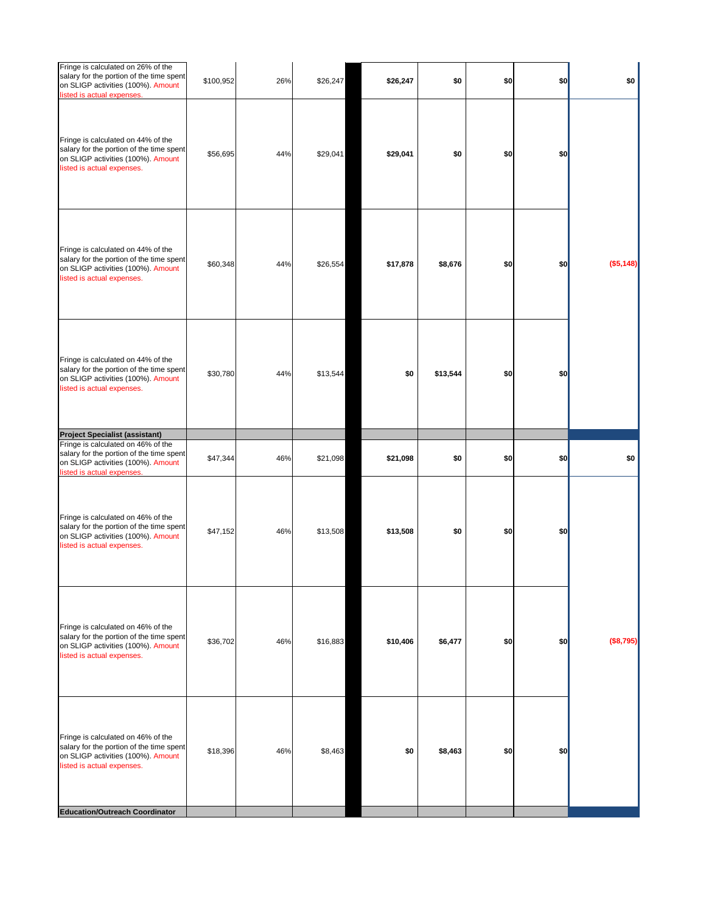| | | | | | | | | |
|---|---|---|---|---|---|---|---|---|
| Fringe is calculated on 26% of the salary for the portion of the time spent on SLIGP activities (100%). Amount listed is actual expenses. | $100,952 | 26% | $26,247 | **$26,247** | **$0** | **$0** | **$0** | **$0** |
| Fringe is calculated on 44% of the salary for the portion of the time spent on SLIGP activities (100%). Amount listed is actual expenses. | $56,695 | 44% | $29,041 | **$29,041** | **$0** | **$0** | **$0** | |
| Fringe is calculated on 44% of the salary for the portion of the time spent on SLIGP activities (100%). Amount listed is actual expenses. | $60,348 | 44% | $26,554 | **$17,878** | **$8,676** | **$0** | **$0** | **($5,148)** |
| Fringe is calculated on 44% of the salary for the portion of the time spent on SLIGP activities (100%). Amount listed is actual expenses. | $30,780 | 44% | $13,544 | **$0** | **$13,544** | **$0** | **$0** | |
| **Project Specialist (assistant)** | | | | | | | | |
| Fringe is calculated on 46% of the salary for the portion of the time spent on SLIGP activities (100%). Amount listed is actual expenses. | $47,344 | 46% | $21,098 | **$21,098** | **$0** | **$0** | **$0** | **$0** |
| Fringe is calculated on 46% of the salary for the portion of the time spent on SLIGP activities (100%). Amount listed is actual expenses. | $47,152 | 46% | $13,508 | **$13,508** | **$0** | **$0** | **$0** | |
| Fringe is calculated on 46% of the salary for the portion of the time spent on SLIGP activities (100%). Amount listed is actual expenses. | $36,702 | 46% | $16,883 | **$10,406** | **$6,477** | **$0** | **$0** | **($8,795)** |
| Fringe is calculated on 46% of the salary for the portion of the time spent on SLIGP activities (100%). Amount listed is actual expenses. | $18,396 | 46% | $8,463 | **$0** | **$8,463** | **$0** | **$0** | |
| **Education/Outreach Coordinator** | | | | | | | | |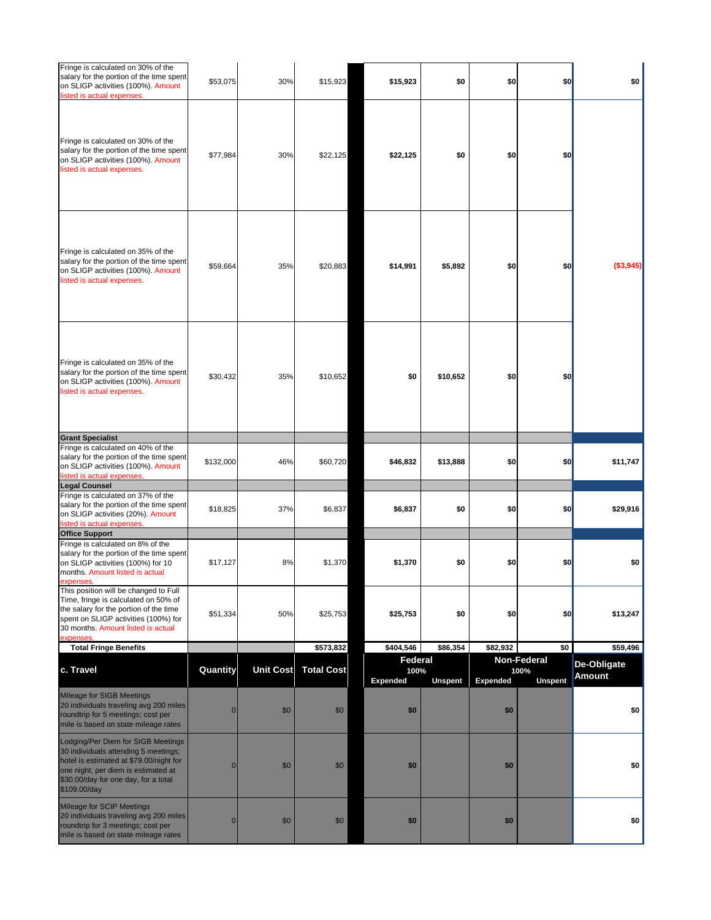| | | | | | | | | |
|---|---|---|---|---|---|---|---|---|
| Fringe is calculated on 30% of the salary for the portion of the time spent on SLIGP activities (100%). Amount listed is actual expenses. | $53,075 | 30% | $15,923 | $15,923 | $0 | $0 | $0 | $0 |
| Fringe is calculated on 30% of the salary for the portion of the time spent on SLIGP activities (100%). Amount listed is actual expenses. | $77,984 | 30% | $22,125 | $22,125 | $0 | $0 | $0 | |
| Fringe is calculated on 35% of the salary for the portion of the time spent on SLIGP activities (100%). Amount listed is actual expenses. | $59,664 | 35% | $20,883 | $14,991 | $5,892 | $0 | $0 | ($3,945) |
| Fringe is calculated on 35% of the salary for the portion of the time spent on SLIGP activities (100%). Amount listed is actual expenses. | $30,432 | 35% | $10,652 | $0 | $10,652 | $0 | $0 | |
| **Grant Specialist** | | | | | | | | |
| Fringe is calculated on 40% of the salary for the portion of the time spent on SLIGP activities (100%). Amount listed is actual expenses. | $132,000 | 46% | $60,720 | $46,832 | $13,888 | $0 | $0 | $11,747 |
| **Legal Counsel** | | | | | | | | |
| Fringe is calculated on 37% of the salary for the portion of the time spent on SLIGP activities (20%). Amount listed is actual expenses. | $18,825 | 37% | $6,837 | $6,837 | $0 | $0 | $0 | $29,916 |
| **Office Support** | | | | | | | | |
| Fringe is calculated on 8% of the salary for the portion of the time spent on SLIGP activities (100%) for 10 months. Amount listed is actual expenses. | $17,127 | 8% | $1,370 | $1,370 | $0 | $0 | $0 | $0 |
| This position will be changed to Full Time, fringe is calculated on 50% of the salary for the portion of the time spent on SLIGP activities (100%) for 30 months. Amount listed is actual expenses. | $51,334 | 50% | $25,753 | $25,753 | $0 | $0 | $0 | $13,247 |
| **Total Fringe Benefits** | | | $573,832 | $404,546 | $86,354 | $82,932 | $0 | $59,496 |

| c. Travel | Quantity | Unit Cost | Total Cost | Federal 100% | | Non-Federal 100% | | De-Obligate Amount |
|---|---|---|---|---|---|---|---|---|
| | | | | Expended | Unspent | Expended | Unspent | |
| Mileage for SIGB Meetings 20 individuals traveling avg 200 miles roundtrip for 5 meetings; cost per mile is based on state mileage rates | 0 | $0 | $0 | $0 | | $0 | | $0 |
| Lodging/Per Diem for SIGB Meetings 30 individuals attending 5 meetings; hotel is estimated at $79.00/night for one night; per diem is estimated at $30.00/day for one day, for a total $109.00/day | 0 | $0 | $0 | $0 | | $0 | | $0 |
| Mileage for SCIP Meetings 20 individuals traveling avg 200 miles roundtrip for 3 meetings; cost per mile is based on state mileage rates | 0 | $0 | $0 | $0 | | $0 | | $0 |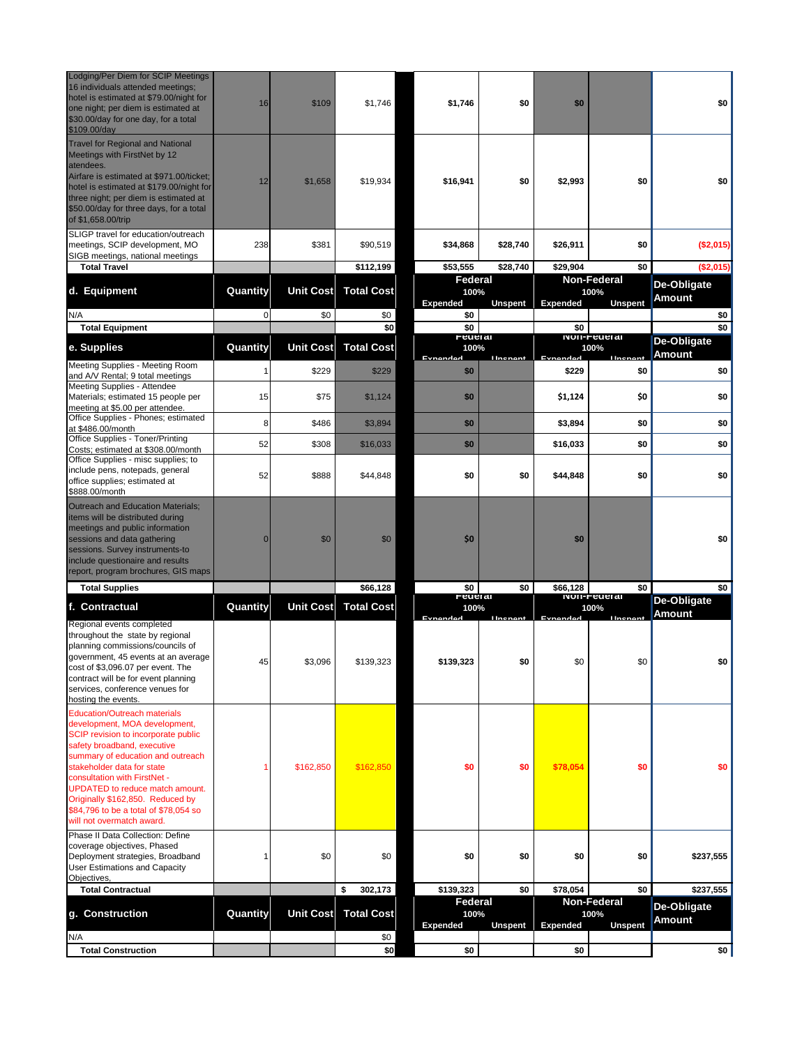| | Quantity | Unit Cost | Total Cost | Federal 100% Expended | Federal Unspent | Non-Federal 100% Expended | Non-Federal Unspent | De-Obligate Amount |
|---|---|---|---|---|---|---|---|---|
| Lodging/Per Diem for SCIP Meetings 16 individuals attended meetings; hotel is estimated at $79.00/night for one night; per diem is estimated at $30.00/day for one day, for a total $109.00/day | 16 | $109 | $1,746 | $1,746 | $0 | $0 | | $0 |
| Travel for Regional and National Meetings with FirstNet by 12 atendees. Airfare is estimated at $971.00/ticket; hotel is estimated at $179.00/night for three night; per diem is estimated at $50.00/day for three days, for a total of $1,658.00/trip | 12 | $1,658 | $19,934 | $16,941 | $0 | $2,993 | $0 | $0 |
| SLIGP travel for education/outreach meetings, SCIP development, MO SIGB meetings, national meetings | 238 | $381 | $90,519 | $34,868 | $28,740 | $26,911 | $0 | ($2,015) |
| **Total Travel** | | | **$112,199** | **$53,555** | **$28,740** | **$29,904** | **$0** | **($2,015)** |
| **d. Equipment** | **Quantity** | **Unit Cost** | **Total Cost** | **Federal 100% Expended** | **Unspent** | **Non-Federal 100% Expended** | **Unspent** | **De-Obligate Amount** |
| N/A | 0 | $0 | $0 | $0 | | | | $0 |
| **Total Equipment** | | | **$0** | **$0** | | **$0** | | **$0** |
| **e. Supplies** | **Quantity** | **Unit Cost** | **Total Cost** | **Federal 100% Expended** | **Unspent** | **Non-Federal 100% Expended** | **Unspent** | **De-Obligate Amount** |
| Meeting Supplies - Meeting Room and A/V Rental; 9 total meetings | 1 | $229 | $229 | $0 | | $229 | $0 | $0 |
| Meeting Supplies - Attendee Materials; estimated 15 people per meeting at $5.00 per attendee. | 15 | $75 | $1,124 | $0 | | $1,124 | $0 | $0 |
| Office Supplies - Phones; estimated at $486.00/month | 8 | $486 | $3,894 | $0 | | $3,894 | $0 | $0 |
| Office Supplies - Toner/Printing Costs; estimated at $308.00/month | 52 | $308 | $16,033 | $0 | | $16,033 | $0 | $0 |
| Office Supplies - misc supplies; to include pens, notepads, general office supplies; estimated at $888.00/month | 52 | $888 | $44,848 | $0 | $0 | $44,848 | $0 | $0 |
| Outreach and Education Materials; items will be distributed during meetings and public information sessions and data gathering sessions. Survey instruments-to include questionaire and results report, program brochures, GIS maps | 0 | $0 | $0 | $0 | | $0 | | $0 |
| **Total Supplies** | | | **$66,128** | **$0** | **$0** | **$66,128** | **$0** | **$0** |
| **f. Contractual** | **Quantity** | **Unit Cost** | **Total Cost** | **Federal 100% Expended** | **Unspent** | **Non-Federal 100% Expended** | **Unspent** | **De-Obligate Amount** |
| Regional events completed throughout the state by regional planning commissions/councils of government, 45 events at an average cost of $3,096.07 per event. The contract will be for event planning services, conference venues for hosting the events. | 45 | $3,096 | $139,323 | $139,323 | $0 | $0 | $0 | $0 |
| Education/Outreach materials development, MOA development, SCIP revision to incorporate public safety broadband, executive summary of education and outreach stakeholder data for state consultation with FirstNet - UPDATED to reduce match amount. Originally $162,850. Reduced by $84,796 to be a total of $78,054 so will not overmatch award. | 1 | $162,850 | $162,850 | $0 | $0 | $78,054 | $0 | $0 |
| Phase II Data Collection: Define coverage objectives, Phased Deployment strategies, Broadband User Estimations and Capacity Objectives, | 1 | $0 | $0 | $0 | $0 | $0 | $0 | $237,555 |
| **Total Contractual** | | | **$ 302,173** | **$139,323** | **$0** | **$78,054** | **$0** | **$237,555** |
| **g. Construction** | **Quantity** | **Unit Cost** | **Total Cost** | **Federal 100% Expended** | **Unspent** | **Non-Federal 100% Expended** | **Unspent** | **De-Obligate Amount** |
| N/A | | | $0 | | | | | |
| **Total Construction** | | | **$0** | **$0** | | **$0** | | **$0** |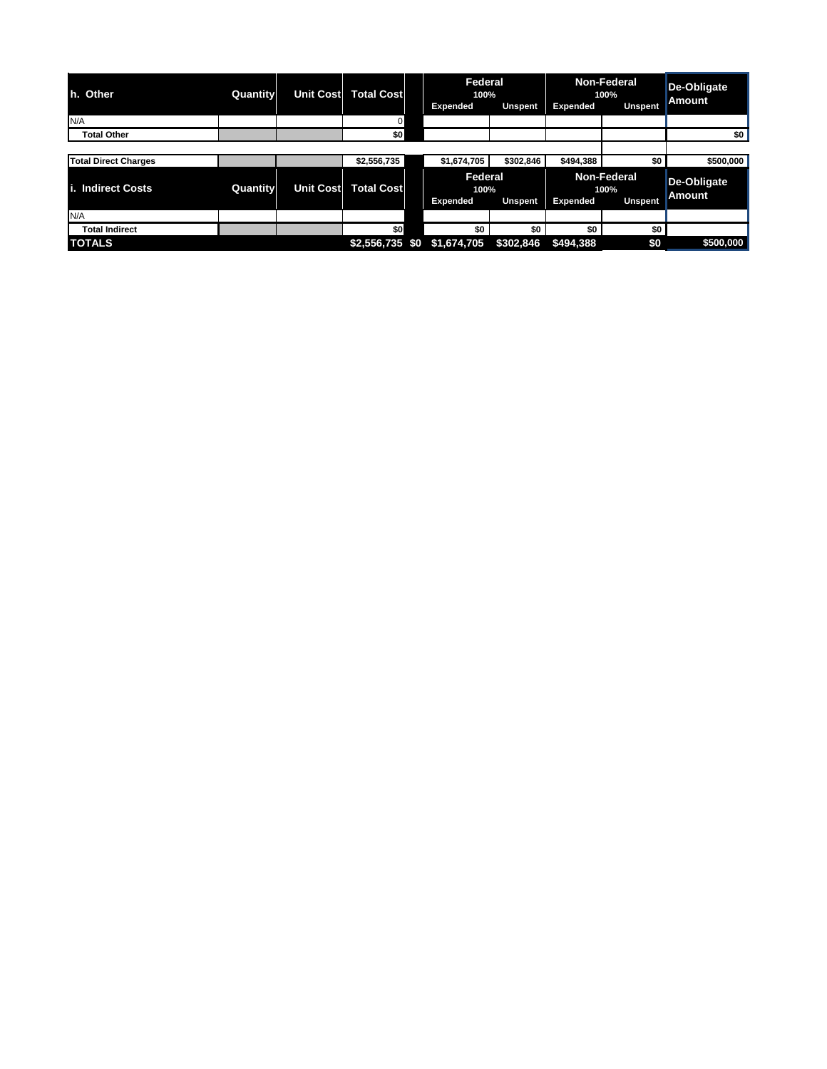| h. Other | Quantity | Unit Cost | Total Cost | | Federal 100% Expended | Unspent | Non-Federal 100% Expended | Unspent | De-Obligate Amount |
|---|---|---|---|---|---|---|---|---|---|
| N/A | | | 0 | | | | | | |
| **Total Other** | | | $0 | | | | | | $0 |
| | | | | | | | | | |
| **Total Direct Charges** | | | $2,556,735 | | $1,674,705 | $302,846 | $494,388 | $0 | $500,000 |

| i. Indirect Costs | Quantity | Unit Cost | Total Cost | | Federal 100% Expended | Unspent | Non-Federal 100% Expended | Unspent | De-Obligate Amount |
|---|---|---|---|---|---|---|---|---|---|
| N/A | | | | | | | | | |
| **Total Indirect** | | | $0 | | $0 | $0 | $0 | $0 | |
| **TOTALS** | | | $2,556,735 | $0 | $1,674,705 | $302,846 | $494,388 | $0 | $500,000 |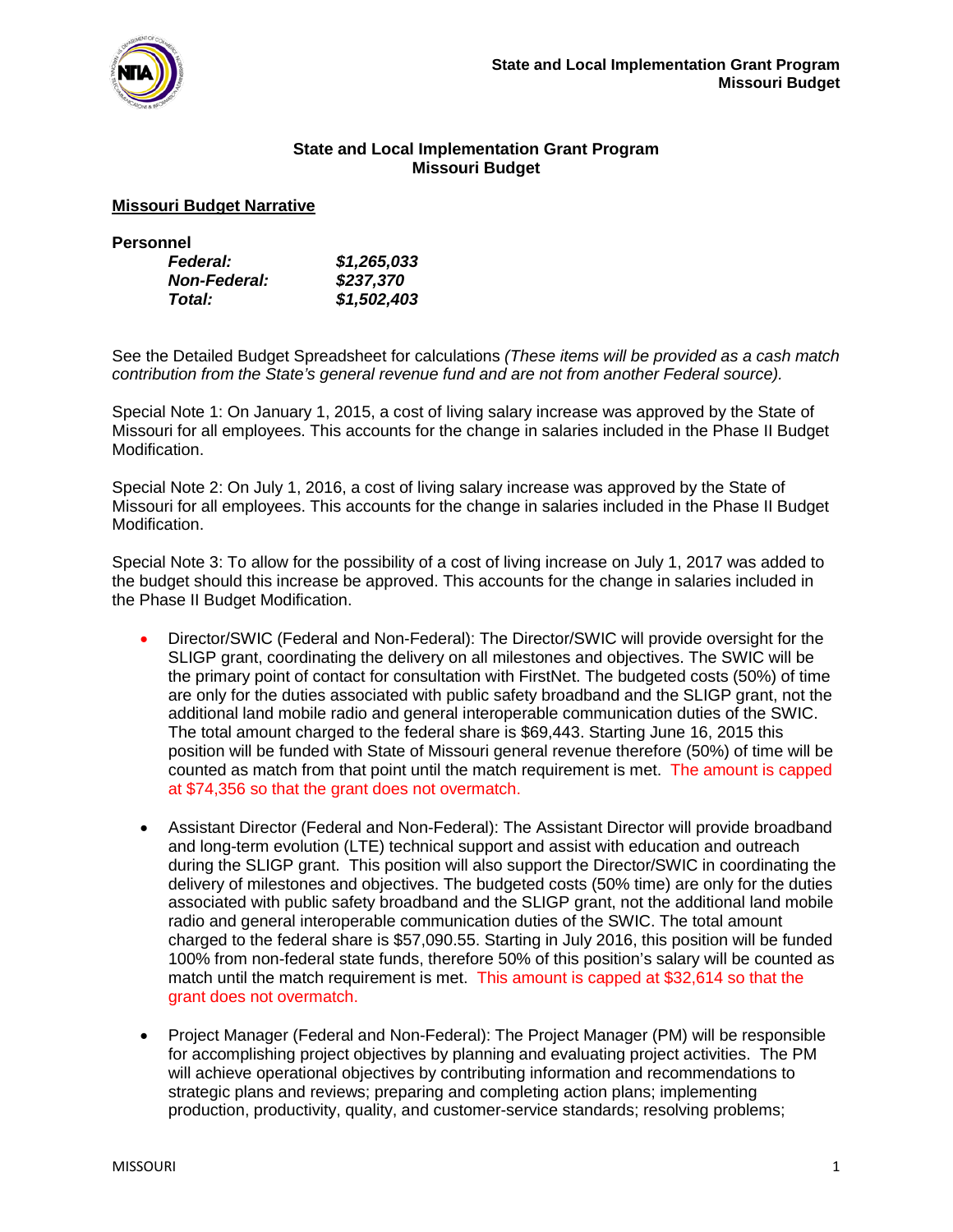## State and Local Implementation Grant Program
## Missouri Budget

**Missouri Budget Narrative**

**Personnel**

| | |
|---|---|
| ***Federal:*** | ***$1,265,033*** |
| ***Non-Federal:*** | ***$237,370*** |
| ***Total:*** | ***$1,502,403*** |

See the Detailed Budget Spreadsheet for calculations *(These items will be provided as a cash match contribution from the State's general revenue fund and are not from another Federal source).*

Special Note 1: On January 1, 2015, a cost of living salary increase was approved by the State of Missouri for all employees. This accounts for the change in salaries included in the Phase II Budget Modification.

Special Note 2: On July 1, 2016, a cost of living salary increase was approved by the State of Missouri for all employees. This accounts for the change in salaries included in the Phase II Budget Modification.

Special Note 3: To allow for the possibility of a cost of living increase on July 1, 2017 was added to the budget should this increase be approved. This accounts for the change in salaries included in the Phase II Budget Modification.

- Director/SWIC (Federal and Non-Federal): The Director/SWIC will provide oversight for the SLIGP grant, coordinating the delivery on all milestones and objectives. The SWIC will be the primary point of contact for consultation with FirstNet. The budgeted costs (50%) of time are only for the duties associated with public safety broadband and the SLIGP grant, not the additional land mobile radio and general interoperable communication duties of the SWIC. The total amount charged to the federal share is $69,443. Starting June 16, 2015 this position will be funded with State of Missouri general revenue therefore (50%) of time will be counted as match from that point until the match requirement is met. The amount is capped at $74,356 so that the grant does not overmatch.

- Assistant Director (Federal and Non-Federal): The Assistant Director will provide broadband and long-term evolution (LTE) technical support and assist with education and outreach during the SLIGP grant. This position will also support the Director/SWIC in coordinating the delivery of milestones and objectives. The budgeted costs (50% time) are only for the duties associated with public safety broadband and the SLIGP grant, not the additional land mobile radio and general interoperable communication duties of the SWIC. The total amount charged to the federal share is $57,090.55. Starting in July 2016, this position will be funded 100% from non-federal state funds, therefore 50% of this position's salary will be counted as match until the match requirement is met. This amount is capped at $32,614 so that the grant does not overmatch.

- Project Manager (Federal and Non-Federal): The Project Manager (PM) will be responsible for accomplishing project objectives by planning and evaluating project activities. The PM will achieve operational objectives by contributing information and recommendations to strategic plans and reviews; preparing and completing action plans; implementing production, productivity, quality, and customer-service standards; resolving problems;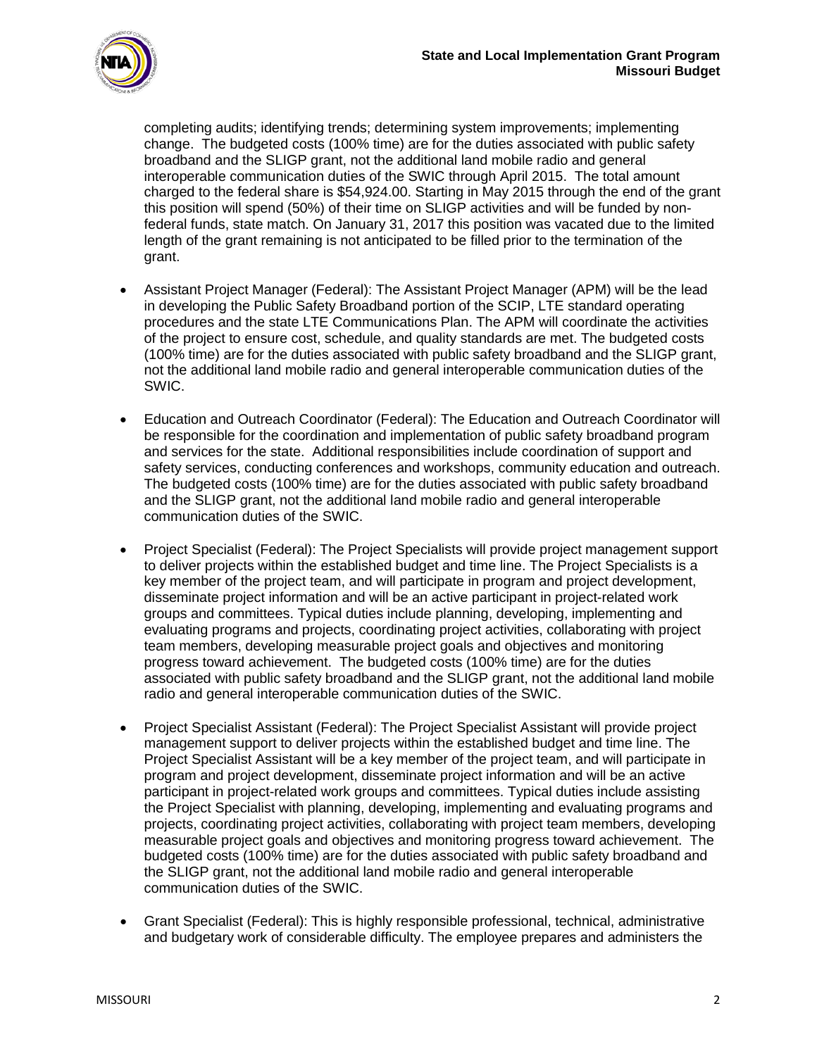completing audits; identifying trends; determining system improvements; implementing change. The budgeted costs (100% time) are for the duties associated with public safety broadband and the SLIGP grant, not the additional land mobile radio and general interoperable communication duties of the SWIC through April 2015. The total amount charged to the federal share is $54,924.00. Starting in May 2015 through the end of the grant this position will spend (50%) of their time on SLIGP activities and will be funded by non-federal funds, state match. On January 31, 2017 this position was vacated due to the limited length of the grant remaining is not anticipated to be filled prior to the termination of the grant.

- Assistant Project Manager (Federal): The Assistant Project Manager (APM) will be the lead in developing the Public Safety Broadband portion of the SCIP, LTE standard operating procedures and the state LTE Communications Plan. The APM will coordinate the activities of the project to ensure cost, schedule, and quality standards are met. The budgeted costs (100% time) are for the duties associated with public safety broadband and the SLIGP grant, not the additional land mobile radio and general interoperable communication duties of the SWIC.

- Education and Outreach Coordinator (Federal): The Education and Outreach Coordinator will be responsible for the coordination and implementation of public safety broadband program and services for the state. Additional responsibilities include coordination of support and safety services, conducting conferences and workshops, community education and outreach. The budgeted costs (100% time) are for the duties associated with public safety broadband and the SLIGP grant, not the additional land mobile radio and general interoperable communication duties of the SWIC.

- Project Specialist (Federal): The Project Specialists will provide project management support to deliver projects within the established budget and time line. The Project Specialists is a key member of the project team, and will participate in program and project development, disseminate project information and will be an active participant in project-related work groups and committees. Typical duties include planning, developing, implementing and evaluating programs and projects, coordinating project activities, collaborating with project team members, developing measurable project goals and objectives and monitoring progress toward achievement. The budgeted costs (100% time) are for the duties associated with public safety broadband and the SLIGP grant, not the additional land mobile radio and general interoperable communication duties of the SWIC.

- Project Specialist Assistant (Federal): The Project Specialist Assistant will provide project management support to deliver projects within the established budget and time line. The Project Specialist Assistant will be a key member of the project team, and will participate in program and project development, disseminate project information and will be an active participant in project-related work groups and committees. Typical duties include assisting the Project Specialist with planning, developing, implementing and evaluating programs and projects, coordinating project activities, collaborating with project team members, developing measurable project goals and objectives and monitoring progress toward achievement. The budgeted costs (100% time) are for the duties associated with public safety broadband and the SLIGP grant, not the additional land mobile radio and general interoperable communication duties of the SWIC.

- Grant Specialist (Federal): This is highly responsible professional, technical, administrative and budgetary work of considerable difficulty. The employee prepares and administers the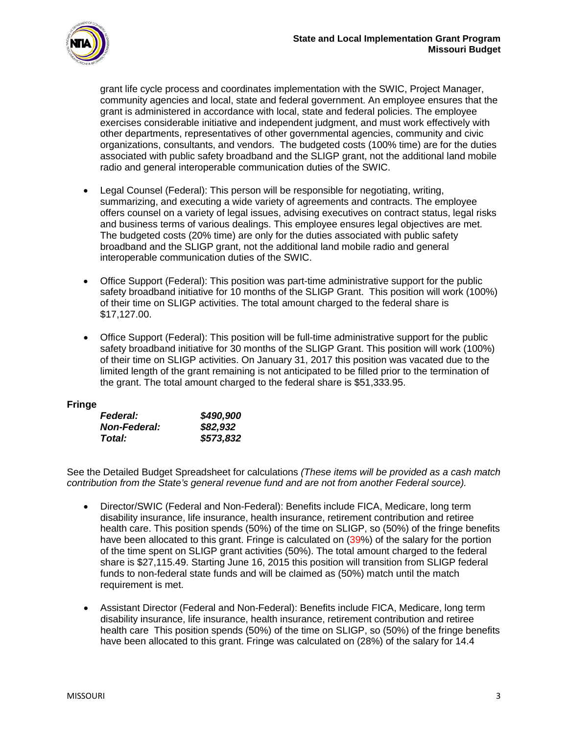grant life cycle process and coordinates implementation with the SWIC, Project Manager, community agencies and local, state and federal government. An employee ensures that the grant is administered in accordance with local, state and federal policies. The employee exercises considerable initiative and independent judgment, and must work effectively with other departments, representatives of other governmental agencies, community and civic organizations, consultants, and vendors. The budgeted costs (100% time) are for the duties associated with public safety broadband and the SLIGP grant, not the additional land mobile radio and general interoperable communication duties of the SWIC.

- Legal Counsel (Federal): This person will be responsible for negotiating, writing, summarizing, and executing a wide variety of agreements and contracts. The employee offers counsel on a variety of legal issues, advising executives on contract status, legal risks and business terms of various dealings. This employee ensures legal objectives are met. The budgeted costs (20% time) are only for the duties associated with public safety broadband and the SLIGP grant, not the additional land mobile radio and general interoperable communication duties of the SWIC.

- Office Support (Federal): This position was part-time administrative support for the public safety broadband initiative for 10 months of the SLIGP Grant. This position will work (100%) of their time on SLIGP activities. The total amount charged to the federal share is $17,127.00.

- Office Support (Federal): This position will be full-time administrative support for the public safety broadband initiative for 30 months of the SLIGP Grant. This position will work (100%) of their time on SLIGP activities. On January 31, 2017 this position was vacated due to the limited length of the grant remaining is not anticipated to be filled prior to the termination of the grant. The total amount charged to the federal share is $51,333.95.

**Fringe**

| | |
|---|---|
| ***Federal:*** | ***$490,900*** |
| ***Non-Federal:*** | ***$82,932*** |
| ***Total:*** | ***$573,832*** |

See the Detailed Budget Spreadsheet for calculations *(These items will be provided as a cash match contribution from the State's general revenue fund and are not from another Federal source).*

- Director/SWIC (Federal and Non-Federal): Benefits include FICA, Medicare, long term disability insurance, life insurance, health insurance, retirement contribution and retiree health care. This position spends (50%) of the time on SLIGP, so (50%) of the fringe benefits have been allocated to this grant. Fringe is calculated on (39%) of the salary for the portion of the time spent on SLIGP grant activities (50%). The total amount charged to the federal share is $27,115.49. Starting June 16, 2015 this position will transition from SLIGP federal funds to non-federal state funds and will be claimed as (50%) match until the match requirement is met.

- Assistant Director (Federal and Non-Federal): Benefits include FICA, Medicare, long term disability insurance, life insurance, health insurance, retirement contribution and retiree health care This position spends (50%) of the time on SLIGP, so (50%) of the fringe benefits have been allocated to this grant. Fringe was calculated on (28%) of the salary for 14.4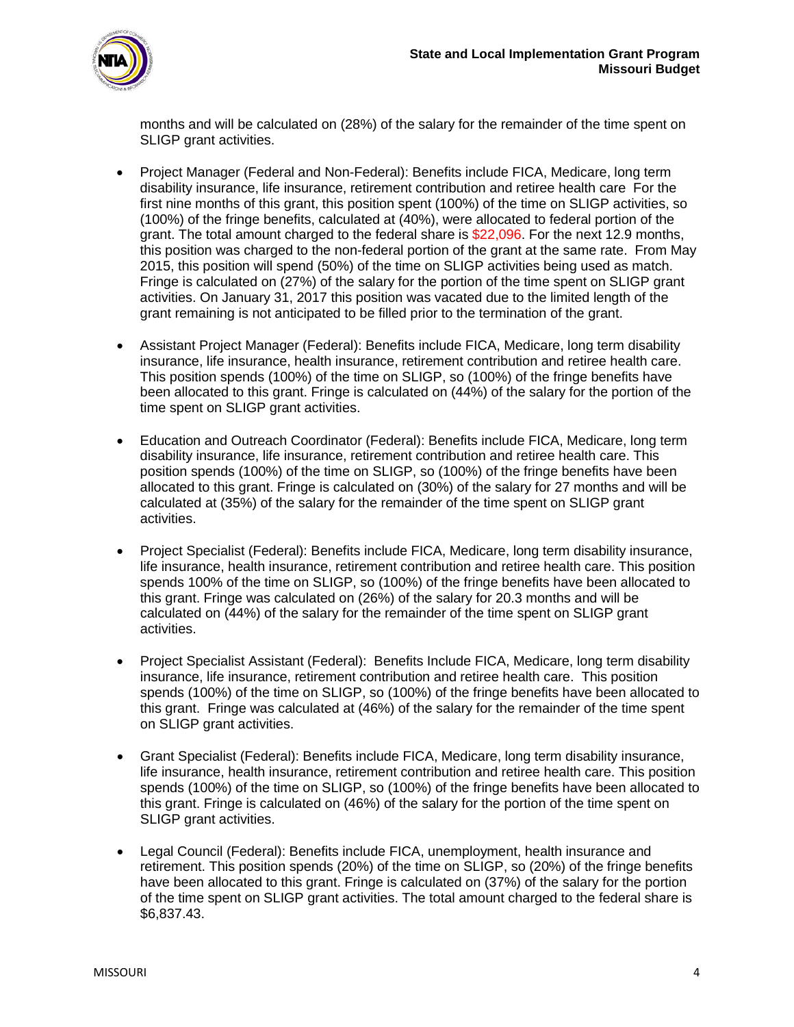months and will be calculated on (28%) of the salary for the remainder of the time spent on SLIGP grant activities.

- Project Manager (Federal and Non-Federal): Benefits include FICA, Medicare, long term disability insurance, life insurance, retirement contribution and retiree health care For the first nine months of this grant, this position spent (100%) of the time on SLIGP activities, so (100%) of the fringe benefits, calculated at (40%), were allocated to federal portion of the grant. The total amount charged to the federal share is $22,096. For the next 12.9 months, this position was charged to the non-federal portion of the grant at the same rate. From May 2015, this position will spend (50%) of the time on SLIGP activities being used as match. Fringe is calculated on (27%) of the salary for the portion of the time spent on SLIGP grant activities. On January 31, 2017 this position was vacated due to the limited length of the grant remaining is not anticipated to be filled prior to the termination of the grant.

- Assistant Project Manager (Federal): Benefits include FICA, Medicare, long term disability insurance, life insurance, health insurance, retirement contribution and retiree health care. This position spends (100%) of the time on SLIGP, so (100%) of the fringe benefits have been allocated to this grant. Fringe is calculated on (44%) of the salary for the portion of the time spent on SLIGP grant activities.

- Education and Outreach Coordinator (Federal): Benefits include FICA, Medicare, long term disability insurance, life insurance, retirement contribution and retiree health care. This position spends (100%) of the time on SLIGP, so (100%) of the fringe benefits have been allocated to this grant. Fringe is calculated on (30%) of the salary for 27 months and will be calculated at (35%) of the salary for the remainder of the time spent on SLIGP grant activities.

- Project Specialist (Federal): Benefits include FICA, Medicare, long term disability insurance, life insurance, health insurance, retirement contribution and retiree health care. This position spends 100% of the time on SLIGP, so (100%) of the fringe benefits have been allocated to this grant. Fringe was calculated on (26%) of the salary for 20.3 months and will be calculated on (44%) of the salary for the remainder of the time spent on SLIGP grant activities.

- Project Specialist Assistant (Federal): Benefits Include FICA, Medicare, long term disability insurance, life insurance, retirement contribution and retiree health care. This position spends (100%) of the time on SLIGP, so (100%) of the fringe benefits have been allocated to this grant. Fringe was calculated at (46%) of the salary for the remainder of the time spent on SLIGP grant activities.

- Grant Specialist (Federal): Benefits include FICA, Medicare, long term disability insurance, life insurance, health insurance, retirement contribution and retiree health care. This position spends (100%) of the time on SLIGP, so (100%) of the fringe benefits have been allocated to this grant. Fringe is calculated on (46%) of the salary for the portion of the time spent on SLIGP grant activities.

- Legal Council (Federal): Benefits include FICA, unemployment, health insurance and retirement. This position spends (20%) of the time on SLIGP, so (20%) of the fringe benefits have been allocated to this grant. Fringe is calculated on (37%) of the salary for the portion of the time spent on SLIGP grant activities. The total amount charged to the federal share is $6,837.43.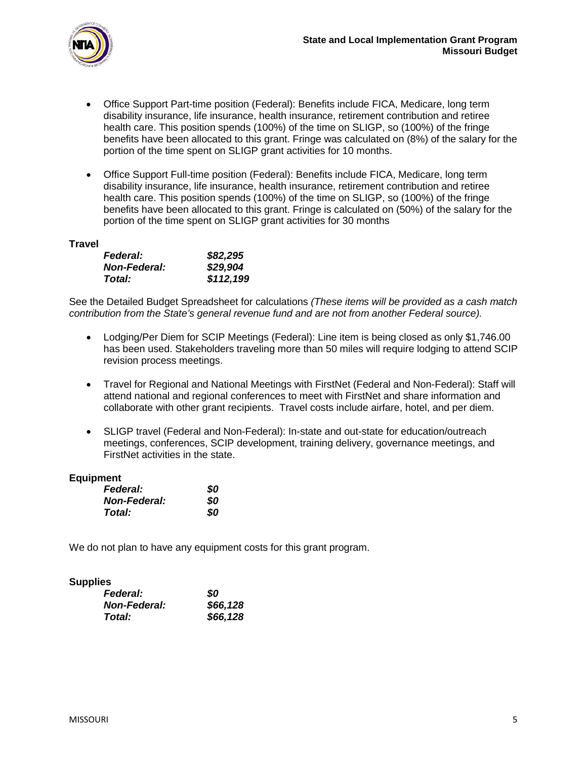- Office Support Part-time position (Federal): Benefits include FICA, Medicare, long term disability insurance, life insurance, health insurance, retirement contribution and retiree health care. This position spends (100%) of the time on SLIGP, so (100%) of the fringe benefits have been allocated to this grant. Fringe was calculated on (8%) of the salary for the portion of the time spent on SLIGP grant activities for 10 months.

- Office Support Full-time position (Federal): Benefits include FICA, Medicare, long term disability insurance, life insurance, health insurance, retirement contribution and retiree health care. This position spends (100%) of the time on SLIGP, so (100%) of the fringe benefits have been allocated to this grant. Fringe is calculated on (50%) of the salary for the portion of the time spent on SLIGP grant activities for 30 months

**Travel**

| | |
|---|---|
| ***Federal:*** | ***$82,295*** |
| ***Non-Federal:*** | ***$29,904*** |
| ***Total:*** | ***$112,199*** |

See the Detailed Budget Spreadsheet for calculations *(These items will be provided as a cash match contribution from the State's general revenue fund and are not from another Federal source).*

- Lodging/Per Diem for SCIP Meetings (Federal): Line item is being closed as only $1,746.00 has been used. Stakeholders traveling more than 50 miles will require lodging to attend SCIP revision process meetings.

- Travel for Regional and National Meetings with FirstNet (Federal and Non-Federal): Staff will attend national and regional conferences to meet with FirstNet and share information and collaborate with other grant recipients. Travel costs include airfare, hotel, and per diem.

- SLIGP travel (Federal and Non-Federal): In-state and out-state for education/outreach meetings, conferences, SCIP development, training delivery, governance meetings, and FirstNet activities in the state.

**Equipment**

| | |
|---|---|
| ***Federal:*** | ***$0*** |
| ***Non-Federal:*** | ***$0*** |
| ***Total:*** | ***$0*** |

We do not plan to have any equipment costs for this grant program.

**Supplies**

| | |
|---|---|
| ***Federal:*** | ***$0*** |
| ***Non-Federal:*** | ***$66,128*** |
| ***Total:*** | ***$66,128*** |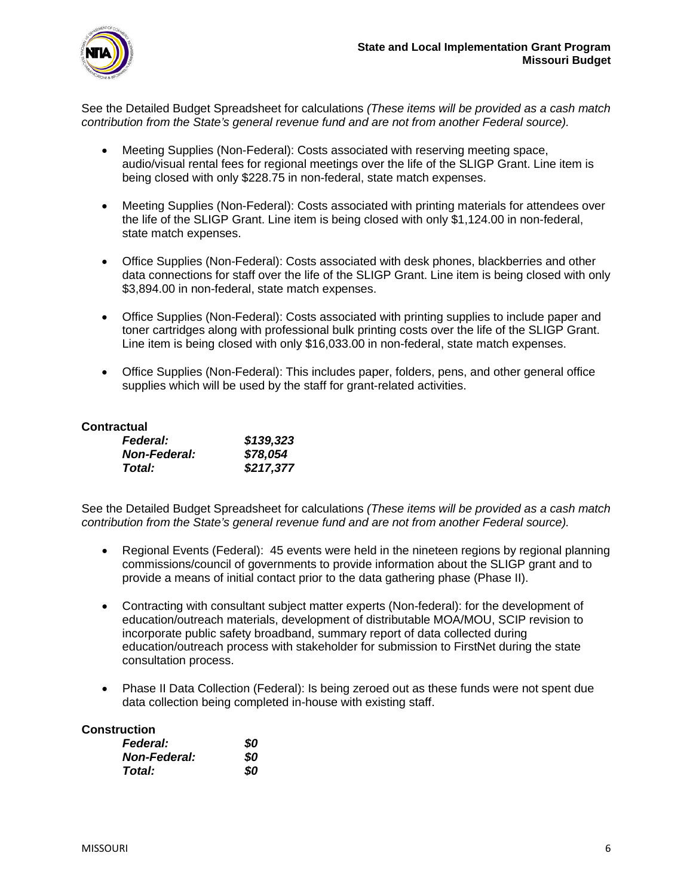See the Detailed Budget Spreadsheet for calculations *(These items will be provided as a cash match contribution from the State's general revenue fund and are not from another Federal source).*

- Meeting Supplies (Non-Federal): Costs associated with reserving meeting space, audio/visual rental fees for regional meetings over the life of the SLIGP Grant. Line item is being closed with only $228.75 in non-federal, state match expenses.
- Meeting Supplies (Non-Federal): Costs associated with printing materials for attendees over the life of the SLIGP Grant. Line item is being closed with only $1,124.00 in non-federal, state match expenses.
- Office Supplies (Non-Federal): Costs associated with desk phones, blackberries and other data connections for staff over the life of the SLIGP Grant. Line item is being closed with only $3,894.00 in non-federal, state match expenses.
- Office Supplies (Non-Federal): Costs associated with printing supplies to include paper and toner cartridges along with professional bulk printing costs over the life of the SLIGP Grant. Line item is being closed with only $16,033.00 in non-federal, state match expenses.
- Office Supplies (Non-Federal): This includes paper, folders, pens, and other general office supplies which will be used by the staff for grant-related activities.

**Contractual**

| | |
|---|---|
| ***Federal:*** | ***$139,323*** |
| ***Non-Federal:*** | ***$78,054*** |
| ***Total:*** | ***$217,377*** |

See the Detailed Budget Spreadsheet for calculations *(These items will be provided as a cash match contribution from the State's general revenue fund and are not from another Federal source).*

- Regional Events (Federal): 45 events were held in the nineteen regions by regional planning commissions/council of governments to provide information about the SLIGP grant and to provide a means of initial contact prior to the data gathering phase (Phase II).
- Contracting with consultant subject matter experts (Non-federal): for the development of education/outreach materials, development of distributable MOA/MOU, SCIP revision to incorporate public safety broadband, summary report of data collected during education/outreach process with stakeholder for submission to FirstNet during the state consultation process.
- Phase II Data Collection (Federal): Is being zeroed out as these funds were not spent due data collection being completed in-house with existing staff.

**Construction**

| | |
|---|---|
| ***Federal:*** | ***$0*** |
| ***Non-Federal:*** | ***$0*** |
| ***Total:*** | ***$0*** |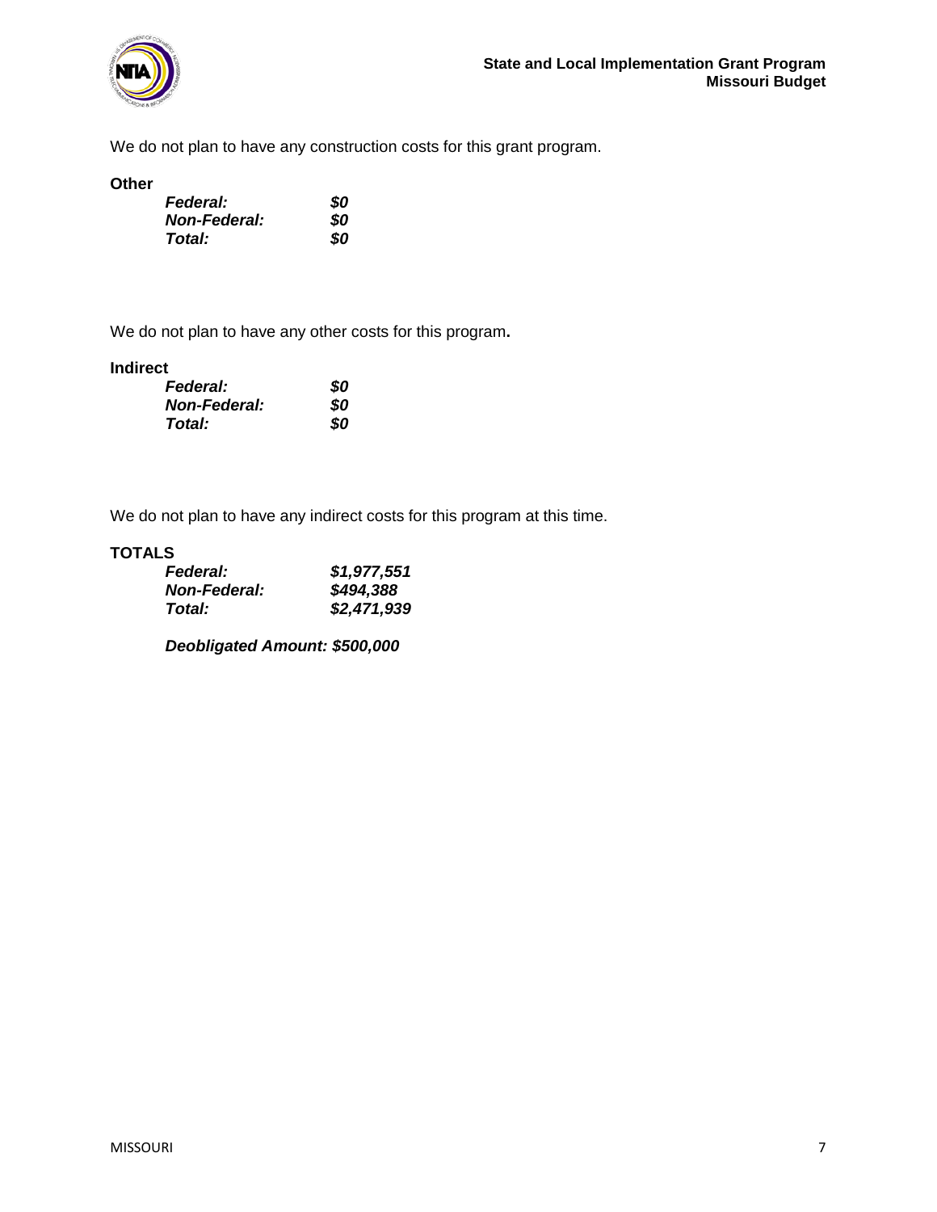We do not plan to have any construction costs for this grant program.

**Other**

| | |
|---|---|
| ***Federal:*** | ***$0*** |
| ***Non-Federal:*** | ***$0*** |
| ***Total:*** | ***$0*** |

We do not plan to have any other costs for this program**.**

**Indirect**

| | |
|---|---|
| ***Federal:*** | ***$0*** |
| ***Non-Federal:*** | ***$0*** |
| ***Total:*** | ***$0*** |

We do not plan to have any indirect costs for this program at this time.

**TOTALS**

| | |
|---|---|
| ***Federal:*** | ***$1,977,551*** |
| ***Non-Federal:*** | ***$494,388*** |
| ***Total:*** | ***$2,471,939*** |

***Deobligated Amount: $500,000***